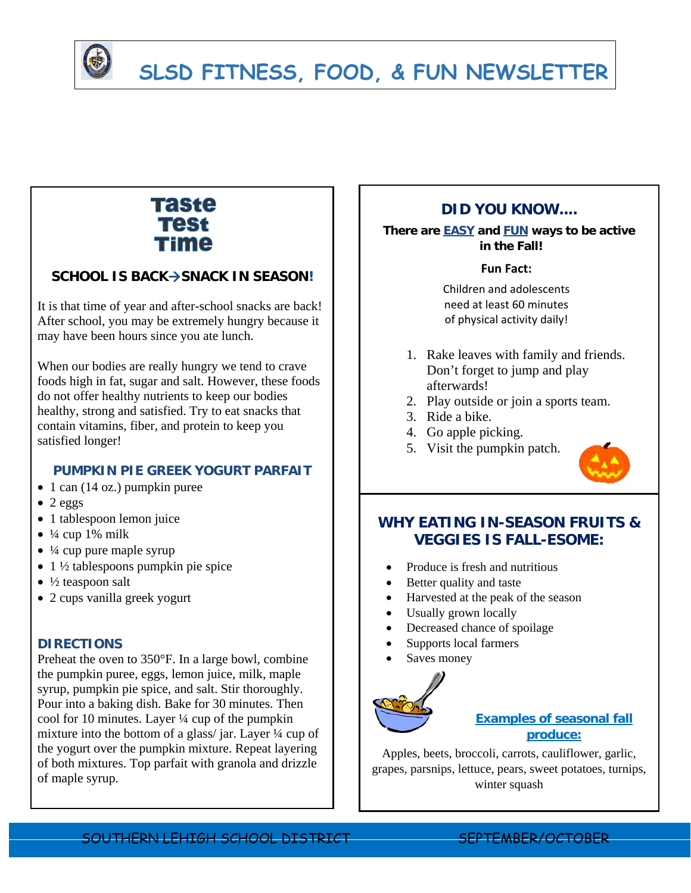# SLSD FITNESS, FOOD, & FUN NEWSLETTER

## Taste Test Time

### SCHOOL IS BACK→SNACK IN SEASON!

It is that time of year and after-school snacks are back! After school, you may be extremely hungry because it may have been hours since you ate lunch.

When our bodies are really hungry we tend to crave foods high in fat, sugar and salt. However, these foods do not offer healthy nutrients to keep our bodies healthy, strong and satisfied. Try to eat snacks that contain vitamins, fiber, and protein to keep you satisfied longer!

### PUMPKIN PIE GREEK YOGURT PARFAIT

- 1 can (14 oz.) pumpkin puree
- 2 eggs
- 1 tablespoon lemon juice
- ¼ cup 1% milk
- ¼ cup pure maple syrup
- 1 ½ tablespoons pumpkin pie spice
- ½ teaspoon salt
- 2 cups vanilla greek yogurt

### DIRECTIONS

Preheat the oven to 350°F. In a large bowl, combine the pumpkin puree, eggs, lemon juice, milk, maple syrup, pumpkin pie spice, and salt. Stir thoroughly. Pour into a baking dish. Bake for 30 minutes. Then cool for 10 minutes. Layer ¼ cup of the pumpkin mixture into the bottom of a glass/ jar. Layer ¼ cup of the yogurt over the pumpkin mixture. Repeat layering of both mixtures. Top parfait with granola and drizzle of maple syrup.

## DID YOU KNOW….

**There are EASY and FUN ways to be active in the Fall!**

**Fun Fact:**

Children and adolescents need at least 60 minutes of physical activity daily!

1. Rake leaves with family and friends. Don't forget to jump and play afterwards!
2. Play outside or join a sports team.
3. Ride a bike.
4. Go apple picking.
5. Visit the pumpkin patch.

## WHY EATING IN-SEASON FRUITS & VEGGIES IS FALL-ESOME:

- Produce is fresh and nutritious
- Better quality and taste
- Harvested at the peak of the season
- Usually grown locally
- Decreased chance of spoilage
- Supports local farmers
- Saves money

**Examples of seasonal fall produce:**

Apples, beets, broccoli, carrots, cauliflower, garlic, grapes, parsnips, lettuce, pears, sweet potatoes, turnips, winter squash

SOUTHERN LEHIGH SCHOOL DISTRICT — SEPTEMBER/OCTOBER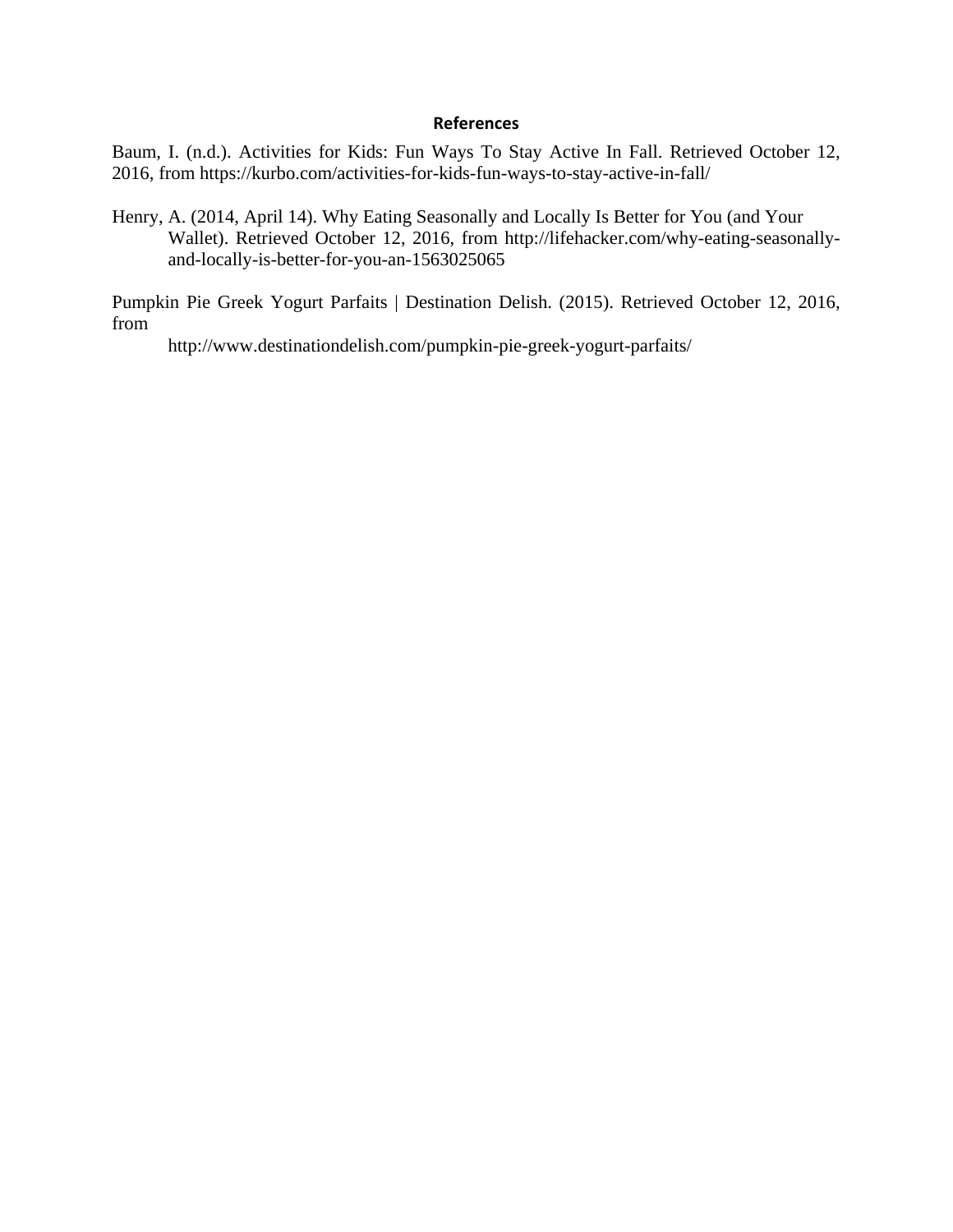## References

Baum, I. (n.d.). Activities for Kids: Fun Ways To Stay Active In Fall. Retrieved October 12, 2016, from https://kurbo.com/activities-for-kids-fun-ways-to-stay-active-in-fall/

Henry, A. (2014, April 14). Why Eating Seasonally and Locally Is Better for You (and Your Wallet). Retrieved October 12, 2016, from http://lifehacker.com/why-eating-seasonally-and-locally-is-better-for-you-an-1563025065

Pumpkin Pie Greek Yogurt Parfaits | Destination Delish. (2015). Retrieved October 12, 2016, from http://www.destinationdelish.com/pumpkin-pie-greek-yogurt-parfaits/